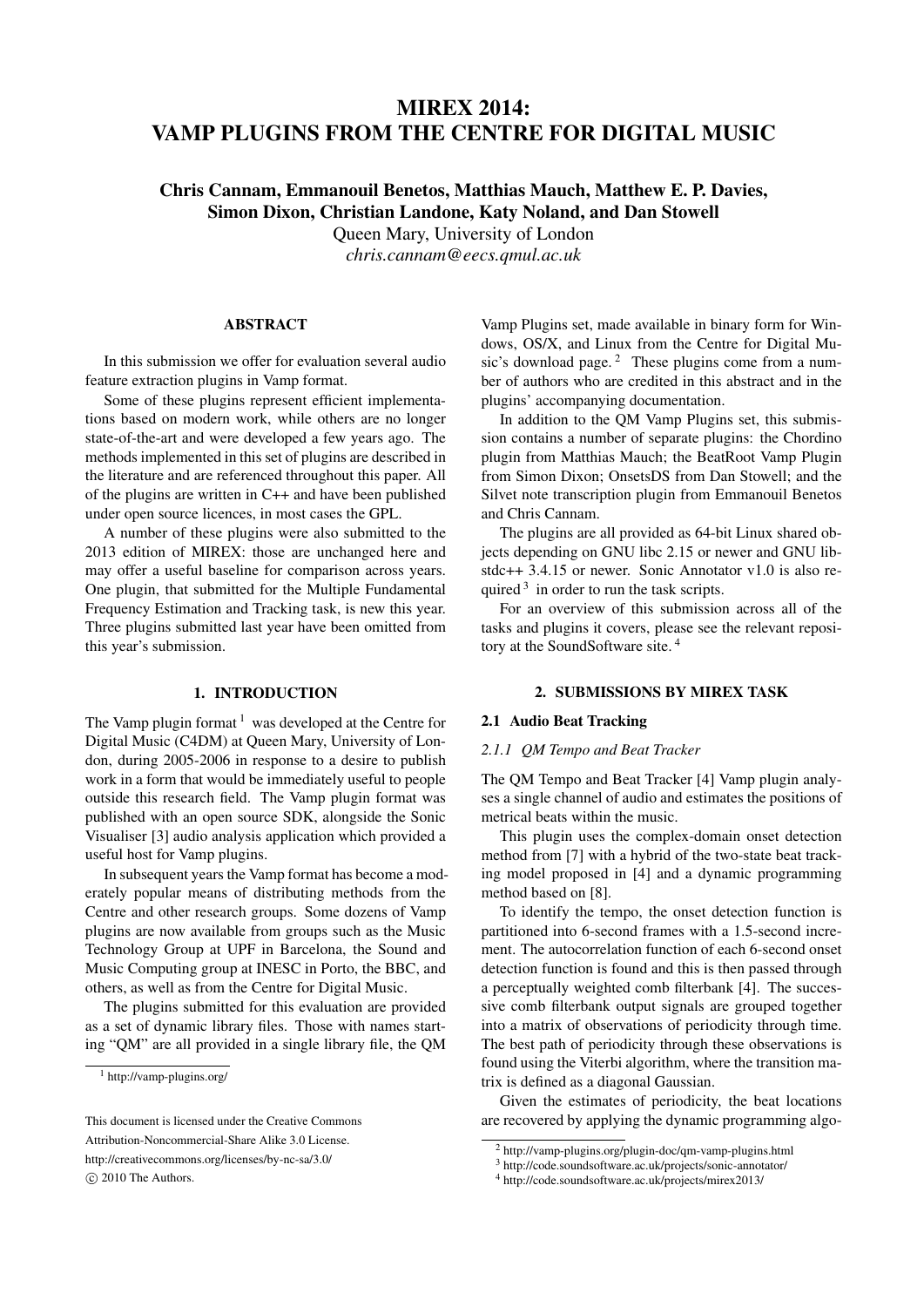# MIREX 2014: VAMP PLUGINS FROM THE CENTRE FOR DIGITAL MUSIC

**Chris Cannam, Emmanouil Benetos, Matthias Mauch, Matthew E. P. Davies, Simon Dixon, Christian Landone, Katy Noland, and Dan Stowell**

Queen Mary, University of London

*chris.cannam@eecs.qmul.ac.uk*

## ABSTRACT

In this submission we offer for evaluation several audio feature extraction plugins in Vamp format.

Some of these plugins represent efficient implementations based on modern work, while others are no longer state-of-the-art and were developed a few years ago. The methods implemented in this set of plugins are described in the literature and are referenced throughout this paper. All of the plugins are written in C++ and have been published under open source licences, in most cases the GPL.

A number of these plugins were also submitted to the 2013 edition of MIREX: those are unchanged here and may offer a useful baseline for comparison across years. One plugin, that submitted for the Multiple Fundamental Frequency Estimation and Tracking task, is new this year. Three plugins submitted last year have been omitted from this year's submission.

## 1. INTRODUCTION

The Vamp plugin format [1] was developed at the Centre for Digital Music (C4DM) at Queen Mary, University of London, during 2005-2006 in response to a desire to publish work in a form that would be immediately useful to people outside this research field. The Vamp plugin format was published with an open source SDK, alongside the Sonic Visualiser [3] audio analysis application which provided a useful host for Vamp plugins.

In subsequent years the Vamp format has become a moderately popular means of distributing methods from the Centre and other research groups. Some dozens of Vamp plugins are now available from groups such as the Music Technology Group at UPF in Barcelona, the Sound and Music Computing group at INESC in Porto, the BBC, and others, as well as from the Centre for Digital Music.

The plugins submitted for this evaluation are provided as a set of dynamic library files. Those with names starting "QM" are all provided in a single library file, the QM Vamp Plugins set, made available in binary form for Windows, OS/X, and Linux from the Centre for Digital Music's download page. [2] These plugins come from a number of authors who are credited in this abstract and in the plugins' accompanying documentation.

In addition to the QM Vamp Plugins set, this submission contains a number of separate plugins: the Chordino plugin from Matthias Mauch; the BeatRoot Vamp Plugin from Simon Dixon; OnsetsDS from Dan Stowell; and the Silvet note transcription plugin from Emmanouil Benetos and Chris Cannam.

The plugins are all provided as 64-bit Linux shared objects depending on GNU libc 2.15 or newer and GNU libstdc++ 3.4.15 or newer. Sonic Annotator v1.0 is also required [3] in order to run the task scripts.

For an overview of this submission across all of the tasks and plugins it covers, please see the relevant repository at the SoundSoftware site. [4]

## 2. SUBMISSIONS BY MIREX TASK

### 2.1 Audio Beat Tracking

#### *2.1.1 QM Tempo and Beat Tracker*

The QM Tempo and Beat Tracker [4] Vamp plugin analyses a single channel of audio and estimates the positions of metrical beats within the music.

This plugin uses the complex-domain onset detection method from [7] with a hybrid of the two-state beat tracking model proposed in [4] and a dynamic programming method based on [8].

To identify the tempo, the onset detection function is partitioned into 6-second frames with a 1.5-second increment. The autocorrelation function of each 6-second onset detection function is found and this is then passed through a perceptually weighted comb filterbank [4]. The successive comb filterbank output signals are grouped together into a matrix of observations of periodicity through time. The best path of periodicity through these observations is found using the Viterbi algorithm, where the transition matrix is defined as a diagonal Gaussian.

Given the estimates of periodicity, the beat locations are recovered by applying the dynamic programming algo-

---

[1] http://vamp-plugins.org/

[2] http://vamp-plugins.org/plugin-doc/qm-vamp-plugins.html

[3] http://code.soundsoftware.ac.uk/projects/sonic-annotator/

[4] http://code.soundsoftware.ac.uk/projects/mirex2013/

This document is licensed under the Creative Commons Attribution-Noncommercial-Share Alike 3.0 License.
http://creativecommons.org/licenses/by-nc-sa/3.0/
© 2010 The Authors.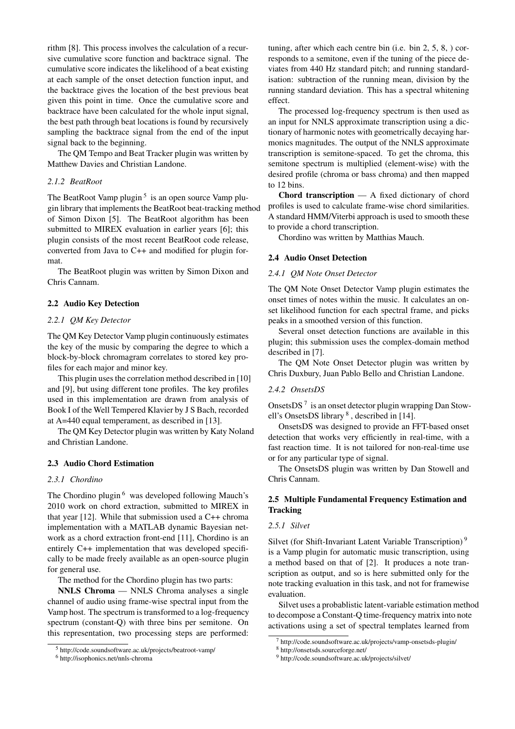rithm [8]. This process involves the calculation of a recursive cumulative score function and backtrace signal. The cumulative score indicates the likelihood of a beat existing at each sample of the onset detection function input, and the backtrace gives the location of the best previous beat given this point in time. Once the cumulative score and backtrace have been calculated for the whole input signal, the best path through beat locations is found by recursively sampling the backtrace signal from the end of the input signal back to the beginning.

The QM Tempo and Beat Tracker plugin was written by Matthew Davies and Christian Landone.

#### 2.1.2 BeatRoot

The BeatRoot Vamp plugin [5] is an open source Vamp plugin library that implements the BeatRoot beat-tracking method of Simon Dixon [5]. The BeatRoot algorithm has been submitted to MIREX evaluation in earlier years [6]; this plugin consists of the most recent BeatRoot code release, converted from Java to C++ and modified for plugin format.

The BeatRoot plugin was written by Simon Dixon and Chris Cannam.

### 2.2 Audio Key Detection

#### 2.2.1 QM Key Detector

The QM Key Detector Vamp plugin continuously estimates the key of the music by comparing the degree to which a block-by-block chromagram correlates to stored key profiles for each major and minor key.

This plugin uses the correlation method described in [10] and [9], but using different tone profiles. The key profiles used in this implementation are drawn from analysis of Book I of the Well Tempered Klavier by J S Bach, recorded at A=440 equal temperament, as described in [13].

The QM Key Detector plugin was written by Katy Noland and Christian Landone.

### 2.3 Audio Chord Estimation

#### 2.3.1 Chordino

The Chordino plugin [6] was developed following Mauch's 2010 work on chord extraction, submitted to MIREX in that year [12]. While that submission used a C++ chroma implementation with a MATLAB dynamic Bayesian network as a chord extraction front-end [11], Chordino is an entirely C++ implementation that was developed specifically to be made freely available as an open-source plugin for general use.

The method for the Chordino plugin has two parts:

**NNLS Chroma** — NNLS Chroma analyses a single channel of audio using frame-wise spectral input from the Vamp host. The spectrum is transformed to a log-frequency spectrum (constant-Q) with three bins per semitone. On this representation, two processing steps are performed: tuning, after which each centre bin (i.e. bin 2, 5, 8, ) corresponds to a semitone, even if the tuning of the piece deviates from 440 Hz standard pitch; and running standardisation: subtraction of the running mean, division by the running standard deviation. This has a spectral whitening effect.

The processed log-frequency spectrum is then used as an input for NNLS approximate transcription using a dictionary of harmonic notes with geometrically decaying harmonics magnitudes. The output of the NNLS approximate transcription is semitone-spaced. To get the chroma, this semitone spectrum is multiplied (element-wise) with the desired profile (chroma or bass chroma) and then mapped to 12 bins.

**Chord transcription** — A fixed dictionary of chord profiles is used to calculate frame-wise chord similarities. A standard HMM/Viterbi approach is used to smooth these to provide a chord transcription.

Chordino was written by Matthias Mauch.

### 2.4 Audio Onset Detection

#### 2.4.1 QM Note Onset Detector

The QM Note Onset Detector Vamp plugin estimates the onset times of notes within the music. It calculates an onset likelihood function for each spectral frame, and picks peaks in a smoothed version of this function.

Several onset detection functions are available in this plugin; this submission uses the complex-domain method described in [7].

The QM Note Onset Detector plugin was written by Chris Duxbury, Juan Pablo Bello and Christian Landone.

#### 2.4.2 OnsetsDS

OnsetsDS [7] is an onset detector plugin wrapping Dan Stowell's OnsetsDS library [8], described in [14].

OnsetsDS was designed to provide an FFT-based onset detection that works very efficiently in real-time, with a fast reaction time. It is not tailored for non-real-time use or for any particular type of signal.

The OnsetsDS plugin was written by Dan Stowell and Chris Cannam.

### 2.5 Multiple Fundamental Frequency Estimation and Tracking

#### 2.5.1 Silvet

Silvet (for Shift-Invariant Latent Variable Transcription) [9] is a Vamp plugin for automatic music transcription, using a method based on that of [2]. It produces a note transcription as output, and so is here submitted only for the note tracking evaluation in this task, and not for framewise evaluation.

Silvet uses a probablistic latent-variable estimation method to decompose a Constant-Q time-frequency matrix into note activations using a set of spectral templates learned from

---

[5] http://code.soundsoftware.ac.uk/projects/beatroot-vamp/

[6] http://isophonics.net/nnls-chroma

[7] http://code.soundsoftware.ac.uk/projects/vamp-onsetsds-plugin/

[8] http://onsetsds.sourceforge.net/

[9] http://code.soundsoftware.ac.uk/projects/silvet/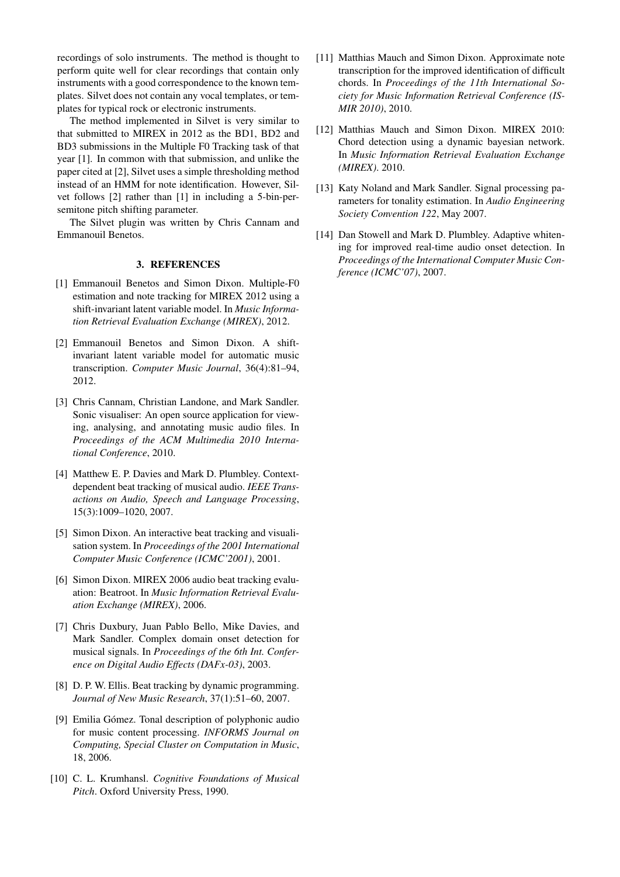recordings of solo instruments. The method is thought to perform quite well for clear recordings that contain only instruments with a good correspondence to the known templates. Silvet does not contain any vocal templates, or templates for typical rock or electronic instruments.

The method implemented in Silvet is very similar to that submitted to MIREX in 2012 as the BD1, BD2 and BD3 submissions in the Multiple F0 Tracking task of that year [1]. In common with that submission, and unlike the paper cited at [2], Silvet uses a simple thresholding method instead of an HMM for note identification. However, Silvet follows [2] rather than [1] in including a 5-bin-per-semitone pitch shifting parameter.

The Silvet plugin was written by Chris Cannam and Emmanouil Benetos.

## 3. REFERENCES

[1] Emmanouil Benetos and Simon Dixon. Multiple-F0 estimation and note tracking for MIREX 2012 using a shift-invariant latent variable model. In *Music Information Retrieval Evaluation Exchange (MIREX)*, 2012.

[2] Emmanouil Benetos and Simon Dixon. A shift-invariant latent variable model for automatic music transcription. *Computer Music Journal*, 36(4):81–94, 2012.

[3] Chris Cannam, Christian Landone, and Mark Sandler. Sonic visualiser: An open source application for viewing, analysing, and annotating music audio files. In *Proceedings of the ACM Multimedia 2010 International Conference*, 2010.

[4] Matthew E. P. Davies and Mark D. Plumbley. Context-dependent beat tracking of musical audio. *IEEE Transactions on Audio, Speech and Language Processing*, 15(3):1009–1020, 2007.

[5] Simon Dixon. An interactive beat tracking and visualisation system. In *Proceedings of the 2001 International Computer Music Conference (ICMC'2001)*, 2001.

[6] Simon Dixon. MIREX 2006 audio beat tracking evaluation: Beatroot. In *Music Information Retrieval Evaluation Exchange (MIREX)*, 2006.

[7] Chris Duxbury, Juan Pablo Bello, Mike Davies, and Mark Sandler. Complex domain onset detection for musical signals. In *Proceedings of the 6th Int. Conference on Digital Audio Effects (DAFx-03)*, 2003.

[8] D. P. W. Ellis. Beat tracking by dynamic programming. *Journal of New Music Research*, 37(1):51–60, 2007.

[9] Emilia Gómez. Tonal description of polyphonic audio for music content processing. *INFORMS Journal on Computing, Special Cluster on Computation in Music*, 18, 2006.

[10] C. L. Krumhansl. *Cognitive Foundations of Musical Pitch*. Oxford University Press, 1990.

[11] Matthias Mauch and Simon Dixon. Approximate note transcription for the improved identification of difficult chords. In *Proceedings of the 11th International Society for Music Information Retrieval Conference (ISMIR 2010)*, 2010.

[12] Matthias Mauch and Simon Dixon. MIREX 2010: Chord detection using a dynamic bayesian network. In *Music Information Retrieval Evaluation Exchange (MIREX)*. 2010.

[13] Katy Noland and Mark Sandler. Signal processing parameters for tonality estimation. In *Audio Engineering Society Convention 122*, May 2007.

[14] Dan Stowell and Mark D. Plumbley. Adaptive whitening for improved real-time audio onset detection. In *Proceedings of the International Computer Music Conference (ICMC'07)*, 2007.